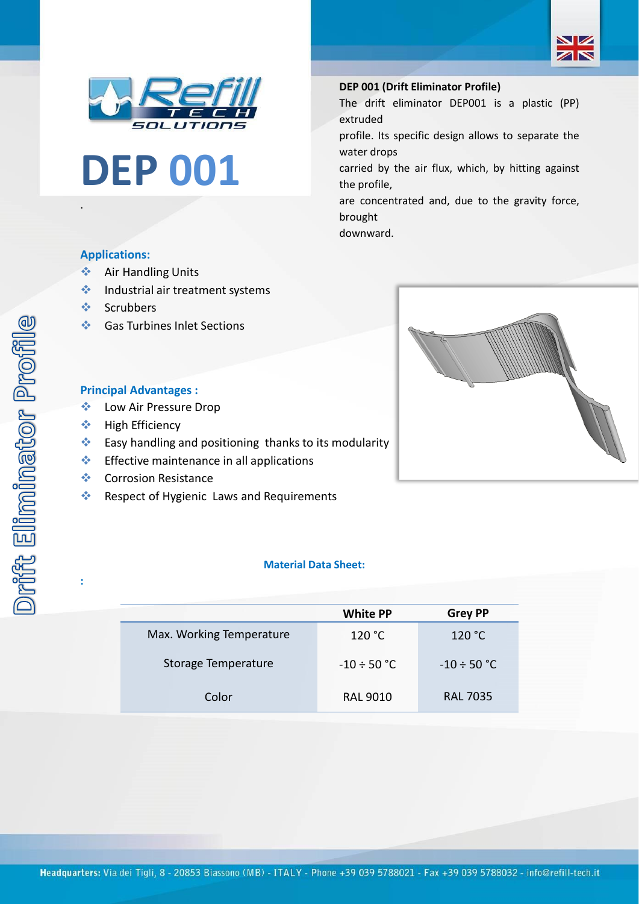# DEP 001

## DEP 001 (Drift Eliminator Profile)

The drift eliminator DEP001 is a plastic (PP) extruded profile. Its specific design allows to separate the water drops carried by the air flux, which, by hitting against the profile, are concentrated and, due to the gravity force, brought downward.

Drift Eliminator Profile

### Applications:

- Air Handling Units
- Industrial air treatment systems
- Scrubbers
- Gas Turbines Inlet Sections

### Principal Advantages :

- Low Air Pressure Drop
- High Efficiency
- Easy handling and positioning thanks to its modularity
- Effective maintenance in all applications
- Corrosion Resistance
- Respect of Hygienic Laws and Requirements

### Material Data Sheet:

| | White PP | Grey PP |
|---|---|---|
| Max. Working Temperature | 120 °C | 120 °C |
| Storage Temperature | -10 ÷ 50 °C | -10 ÷ 50 °C |
| Color | RAL 9010 | RAL 7035 |

**Headquarters:** Via dei Tigli, 8 - 20853 Biassono (MB) - ITALY - Phone +39 039 5788021 - Fax +39 039 5788032 - info@refill-tech.it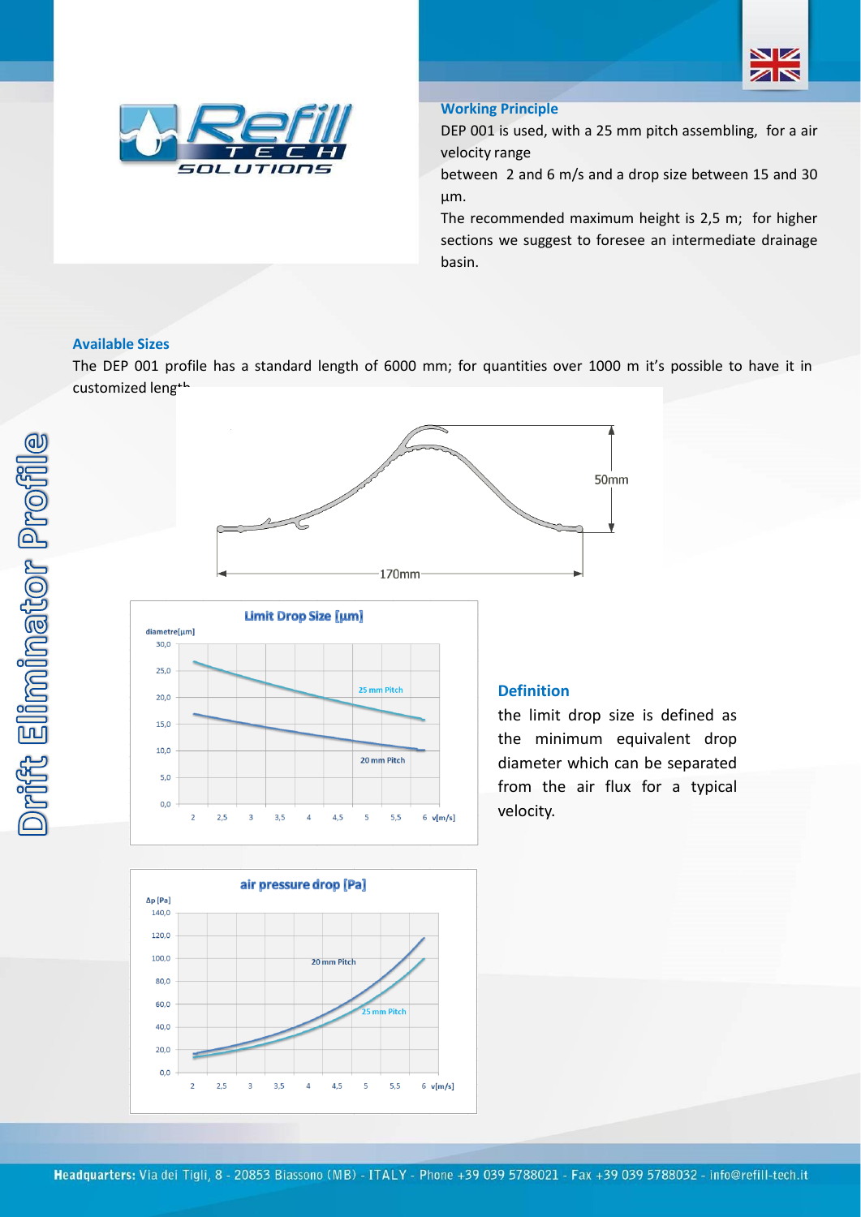## Working Principle

DEP 001 is used, with a 25 mm pitch assembling, for a air velocity range between 2 and 6 m/s and a drop size between 15 and 30 µm.

The recommended maximum height is 2,5 m; for higher sections we suggest to foresee an intermediate drainage basin.

## Available Sizes

The DEP 001 profile has a standard length of 6000 mm; for quantities over 1000 m it's possible to have it in customized length

50mm

170mm

**Limit Drop Size [µm]**

diametre[µm]

30,0
25,0
20,0
15,0
10,0
5,0
0,0

2 2,5 3 3,5 4 4,5 5 5,5 6 v[m/s]

25 mm Pitch

20 mm Pitch

## Definition

the limit drop size is defined as the minimum equivalent drop diameter which can be separated from the air flux for a typical velocity.

**air pressure drop [Pa]**

Δp [Pa]

140,0
120,0
100,0
80,0
60,0
40,0
20,0
0,0

2 2,5 3 3,5 4 4,5 5 5,5 6 v[m/s]

20 mm Pitch

25 mm Pitch

Drift Eliminator Profile

**Headquarters:** Via dei Tigli, 8 - 20853 Biassono (MB) - ITALY - Phone +39 039 5788021 - Fax +39 039 5788032 - info@refill-tech.it